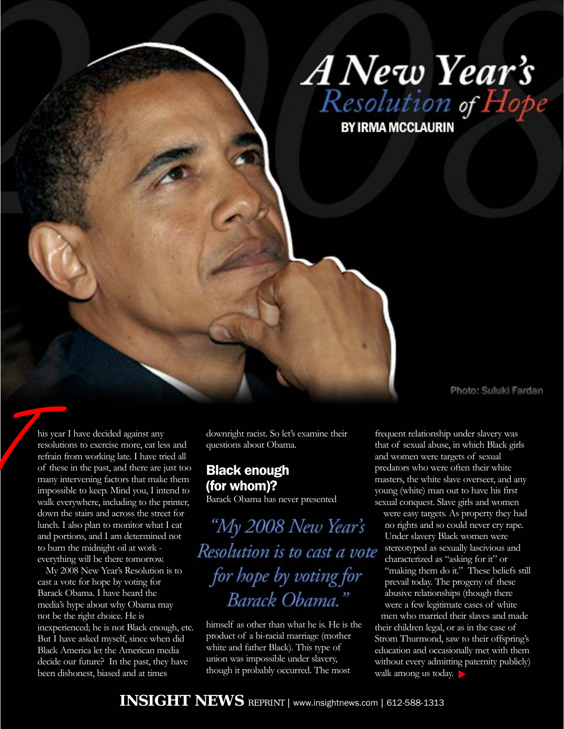# A New Year's Resolution of Hope

**BY IRMA MCCLAURIN**

Photo: Suluki Fardan

This year I have decided against any resolutions to exercise more, eat less and refrain from working late. I have tried all of these in the past, and there are just too many intervening factors that make them impossible to keep. Mind you, I intend to walk everywhere, including to the printer, down the stairs and across the street for lunch. I also plan to monitor what I eat and portions, and I am determined not to burn the midnight oil at work - everything will be there tomorrow.

My 2008 New Year's Resolution is to cast a vote for hope by voting for Barack Obama. I have heard the media's hype about why Obama may not be the right choice. He is inexperienced; he is not Black enough, etc. But I have asked myself, since when did Black America let the American media decide our future? In the past, they have been dishonest, biased and at times downright racist. So let's examine their questions about Obama.

## Black enough (for whom)?

Barack Obama has never presented himself as other than what he is. He is the product of a bi-racial marriage (mother white and father Black). This type of union was impossible under slavery, though it probably occurred. The most frequent relationship under slavery was that of sexual abuse, in which Black girls and women were targets of sexual predators who were often their white masters, the white slave overseer, and any young (white) man out to have his first sexual conquest. Slave girls and women were easy targets. As property they had no rights and so could never cry rape. Under slavery Black women were stereotyped as sexually lascivious and characterized as "asking for it" or "making them do it." These beliefs still prevail today. The progeny of these abusive relationships (though there were a few legitimate cases of white men who married their slaves and made their children legal, or as in the case of Strom Thurmond, saw to their offspring's education and occasionally met with them without every admitting paternity publicly) walk among us today.

> *"My 2008 New Year's Resolution is to cast a vote for hope by voting for Barack Obama."*

**INSIGHT NEWS** REPRINT | www.insightnews.com | 612-588-1313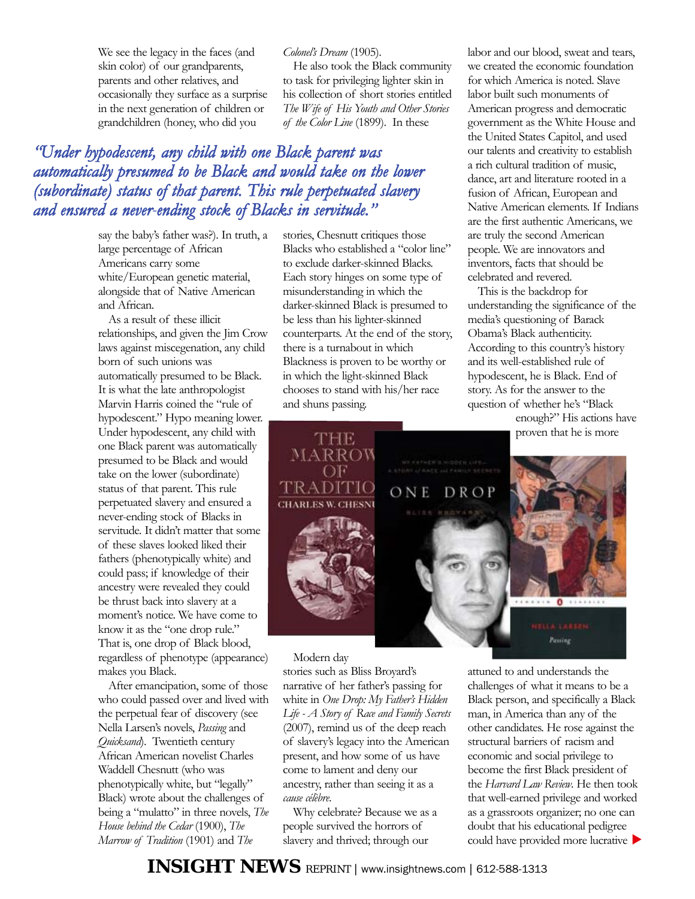We see the legacy in the faces (and skin color) of our grandparents, parents and other relatives, and occasionally they surface as a surprise in the next generation of children or grandchildren (honey, who did you say the baby's father was?). In truth, a large percentage of African Americans carry some white/European genetic material, alongside that of Native American and African.

*"Under hypodescent, any child with one Black parent was automatically presumed to be Black and would take on the lower (subordinate) status of that parent. This rule perpetuated slavery and ensured a never-ending stock of Blacks in servitude."*

As a result of these illicit relationships, and given the Jim Crow laws against miscegenation, any child born of such unions was automatically presumed to be Black. It is what the late anthropologist Marvin Harris coined the "rule of hypodescent." Hypo meaning lower. Under hypodescent, any child with one Black parent was automatically presumed to be Black and would take on the lower (subordinate) status of that parent. This rule perpetuated slavery and ensured a never-ending stock of Blacks in servitude. It didn't matter that some of these slaves looked liked their fathers (phenotypically white) and could pass; if knowledge of their ancestry were revealed they could be thrust back into slavery at a moment's notice. We have come to know it as the "one drop rule." That is, one drop of Black blood, regardless of phenotype (appearance) makes you Black.

After emancipation, some of those who could passed over and lived with the perpetual fear of discovery (see Nella Larsen's novels, *Passing* and *Quicksand*). Twentieth century African American novelist Charles Waddell Chesnutt (who was phenotypically white, but "legally" Black) wrote about the challenges of being a "mulatto" in three novels, *The House behind the Cedar* (1900), *The Marrow of Tradition* (1901) and *The Colonel's Dream* (1905).

He also took the Black community to task for privileging lighter skin in his collection of short stories entitled *The Wife of His Youth and Other Stories of the Color Line* (1899). In these stories, Chesnutt critiques those Blacks who established a "color line" to exclude darker-skinned Blacks. Each story hinges on some type of misunderstanding in which the darker-skinned Black is presumed to be less than his lighter-skinned counterparts. At the end of the story, there is a turnabout in which Blackness is proven to be worthy or in which the light-skinned Black chooses to stand with his/her race and shuns passing.

Modern day stories such as Bliss Broyard's narrative of her father's passing for white in *One Drop: My Father's Hidden Life - A Story of Race and Family Secrets* (2007), remind us of the deep reach of slavery's legacy into the American present, and how some of us have come to lament and deny our ancestry, rather than seeing it as a *cause célèbre.*

Why celebrate? Because we as a people survived the horrors of slavery and thrived; through our labor and our blood, sweat and tears, we created the economic foundation for which America is noted. Slave labor built such monuments of American progress and democratic government as the White House and the United States Capitol, and used our talents and creativity to establish a rich cultural tradition of music, dance, art and literature rooted in a fusion of African, European and Native American elements. If Indians are the first authentic Americans, we are truly the second American people. We are innovators and inventors, facts that should be celebrated and revered.

This is the backdrop for understanding the significance of the media's questioning of Barack Obama's Black authenticity. According to this country's history and its well-established rule of hypodescent, he is Black. End of story. As for the answer to the question of whether he's "Black enough?" His actions have proven that he is more attuned to and understands the challenges of what it means to be a Black person, and specifically a Black man, in America than any of the other candidates. He rose against the structural barriers of racism and economic and social privilege to become the first Black president of the *Harvard Law Review*. He then took that well-earned privilege and worked as a grassroots organizer; no one can doubt that his educational pedigree could have provided more lucrative ▶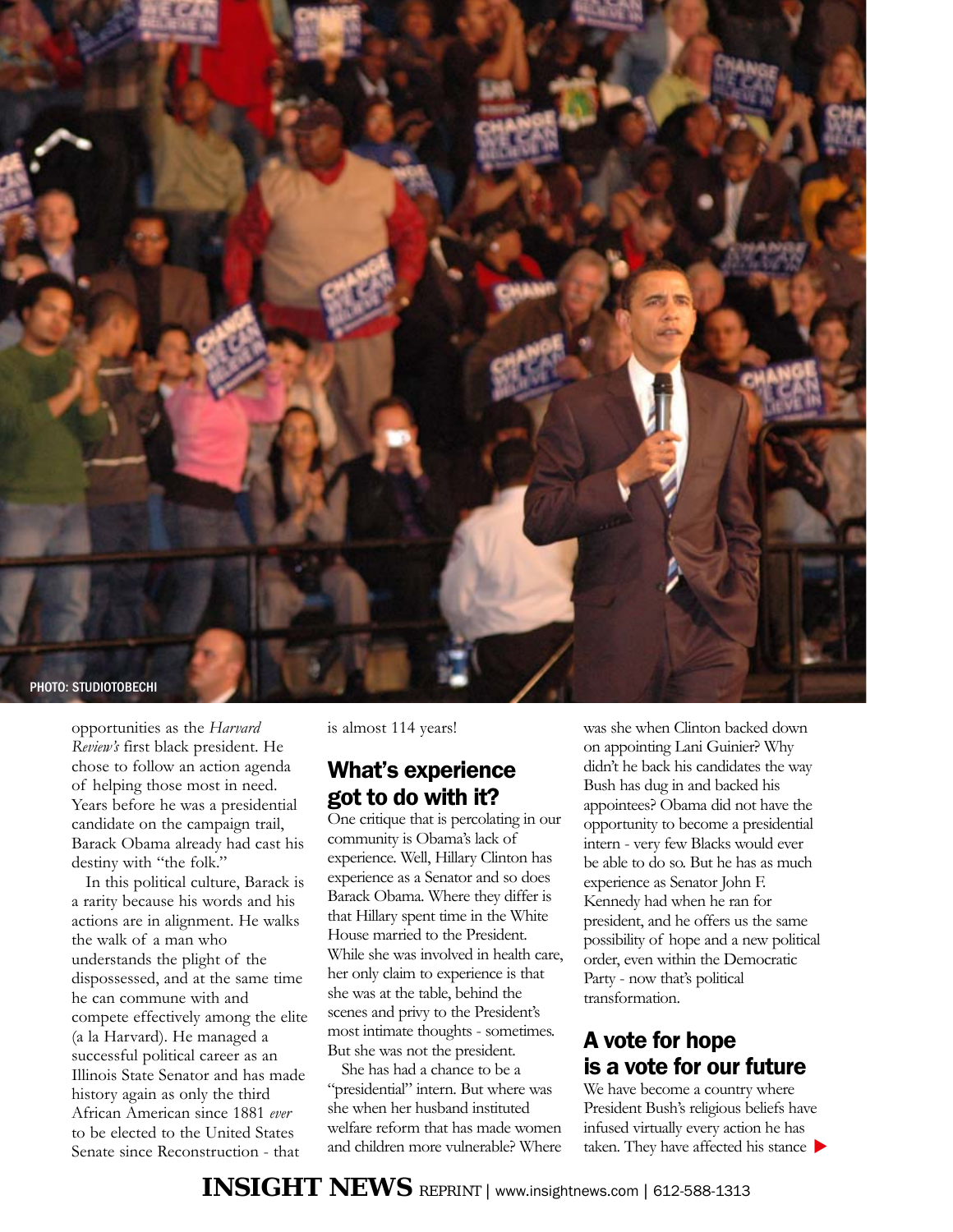PHOTO: STUDIOTOBECHI

opportunities as the *Harvard Review's* first black president. He chose to follow an action agenda of helping those most in need. Years before he was a presidential candidate on the campaign trail, Barack Obama already had cast his destiny with "the folk."

In this political culture, Barack is a rarity because his words and his actions are in alignment. He walks the walk of a man who understands the plight of the dispossessed, and at the same time he can commune with and compete effectively among the elite (a la Harvard). He managed a successful political career as an Illinois State Senator and has made history again as only the third African American since 1881 *ever* to be elected to the United States Senate since Reconstruction - that is almost 114 years!

## What's experience got to do with it?

One critique that is percolating in our community is Obama's lack of experience. Well, Hillary Clinton has experience as a Senator and so does Barack Obama. Where they differ is that Hillary spent time in the White House married to the President. While she was involved in health care, her only claim to experience is that she was at the table, behind the scenes and privy to the President's most intimate thoughts - sometimes. But she was not the president.

She has had a chance to be a "presidential" intern. But where was she when her husband instituted welfare reform that has made women and children more vulnerable? Where was she when Clinton backed down on appointing Lani Guinier? Why didn't he back his candidates the way Bush has dug in and backed his appointees? Obama did not have the opportunity to become a presidential intern - very few Blacks would ever be able to do so. But he has as much experience as Senator John F. Kennedy had when he ran for president, and he offers us the same possibility of hope and a new political order, even within the Democratic Party - now that's political transformation.

## A vote for hope is a vote for our future

We have become a country where President Bush's religious beliefs have infused virtually every action he has taken. They have affected his stance ▶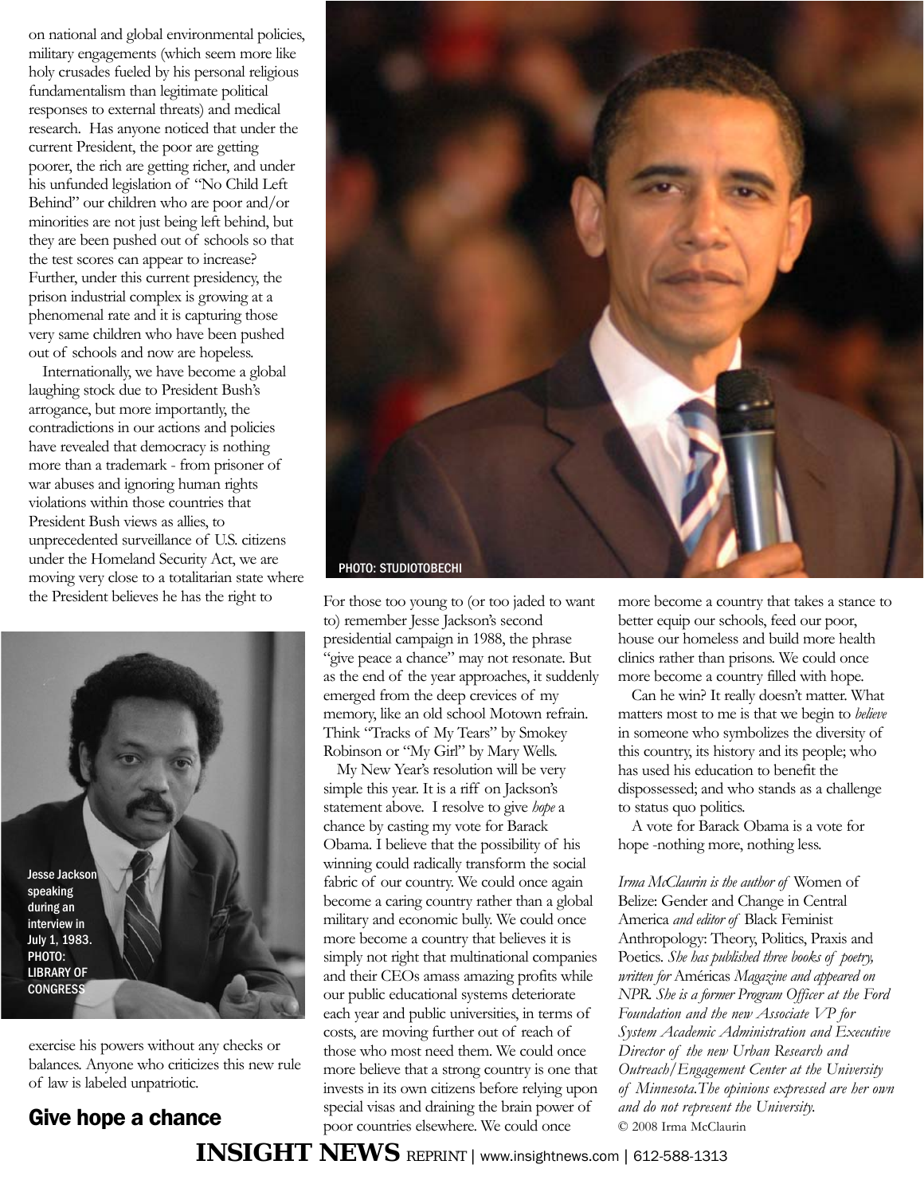on national and global environmental policies, military engagements (which seem more like holy crusades fueled by his personal religious fundamentalism than legitimate political responses to external threats) and medical research. Has anyone noticed that under the current President, the poor are getting poorer, the rich are getting richer, and under his unfunded legislation of "No Child Left Behind" our children who are poor and/or minorities are not just being left behind, but they are been pushed out of schools so that the test scores can appear to increase? Further, under this current presidency, the prison industrial complex is growing at a phenomenal rate and it is capturing those very same children who have been pushed out of schools and now are hopeless.

Internationally, we have become a global laughing stock due to President Bush's arrogance, but more importantly, the contradictions in our actions and policies have revealed that democracy is nothing more than a trademark - from prisoner of war abuses and ignoring human rights violations within those countries that President Bush views as allies, to unprecedented surveillance of U.S. citizens under the Homeland Security Act, we are moving very close to a totalitarian state where the President believes he has the right to exercise his powers without any checks or balances. Anyone who criticizes this new rule of law is labeled unpatriotic.

Jesse Jackson speaking during an interview in July 1, 1983. PHOTO: LIBRARY OF CONGRESS

PHOTO: STUDIOTOBECHI

## Give hope a chance

For those too young to (or too jaded to want to) remember Jesse Jackson's second presidential campaign in 1988, the phrase "give peace a chance" may not resonate. But as the end of the year approaches, it suddenly emerged from the deep crevices of my memory, like an old school Motown refrain. Think "Tracks of My Tears" by Smokey Robinson or "My Girl" by Mary Wells.

My New Year's resolution will be very simple this year. It is a riff on Jackson's statement above. I resolve to give *hope* a chance by casting my vote for Barack Obama. I believe that the possibility of his winning could radically transform the social fabric of our country. We could once again become a caring country rather than a global military and economic bully. We could once more become a country that believes it is simply not right that multinational companies and their CEOs amass amazing profits while our public educational systems deteriorate each year and public universities, in terms of costs, are moving further out of reach of those who most need them. We could once more believe that a strong country is one that invests in its own citizens before relying upon special visas and draining the brain power of poor countries elsewhere. We could once more become a country that takes a stance to better equip our schools, feed our poor, house our homeless and build more health clinics rather than prisons. We could once more become a country filled with hope.

Can he win? It really doesn't matter. What matters most to me is that we begin to *believe* in someone who symbolizes the diversity of this country, its history and its people; who has used his education to benefit the dispossessed; and who stands as a challenge to status quo politics.

A vote for Barack Obama is a vote for hope -nothing more, nothing less.

*Irma McClaurin is the author of* Women of Belize: Gender and Change in Central America *and editor of* Black Feminist Anthropology: Theory, Politics, Praxis and Poetics. *She has published three books of poetry, written for* Américas *Magazine and appeared on NPR. She is a former Program Officer at the Ford Foundation and the new Associate VP for System Academic Administration and Executive Director of the new Urban Research and Outreach/Engagement Center at the University of Minnesota. The opinions expressed are her own and do not represent the University.*

© 2008 Irma McClaurin

**INSIGHT NEWS** REPRINT | www.insightnews.com | 612-588-1313